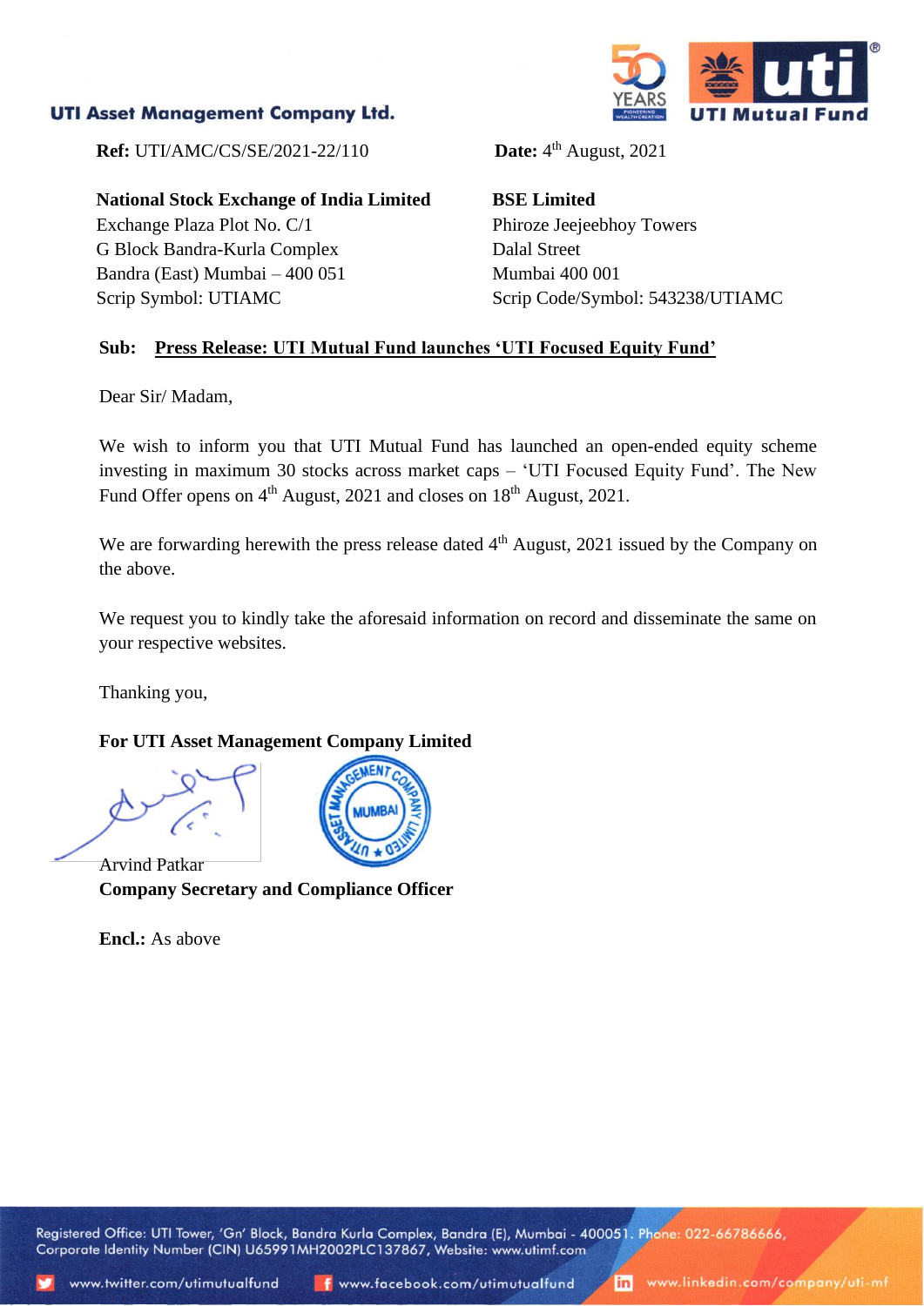**UTI Asset Management Company Ltd.**

**Ref:** UTI/AMC/CS/SE/2021-22/110

**Date:** 4th August, 2021

**National Stock Exchange of India Limited**
Exchange Plaza Plot No. C/1
G Block Bandra-Kurla Complex
Bandra (East) Mumbai – 400 051
Scrip Symbol: UTIAMC

**BSE Limited**
Phiroze Jeejeebhoy Towers
Dalal Street
Mumbai 400 001
Scrip Code/Symbol: 543238/UTIAMC

**Sub: Press Release: UTI Mutual Fund launches 'UTI Focused Equity Fund'**

Dear Sir/ Madam,

We wish to inform you that UTI Mutual Fund has launched an open-ended equity scheme investing in maximum 30 stocks across market caps – 'UTI Focused Equity Fund'. The New Fund Offer opens on 4th August, 2021 and closes on 18th August, 2021.

We are forwarding herewith the press release dated 4th August, 2021 issued by the Company on the above.

We request you to kindly take the aforesaid information on record and disseminate the same on your respective websites.

Thanking you,

**For UTI Asset Management Company Limited**

Arvind Patkar
**Company Secretary and Compliance Officer**

**Encl.:** As above

Registered Office: UTI Tower, 'Gn' Block, Bandra Kurla Complex, Bandra (E), Mumbai - 400051. Phone: 022-66786666, Corporate Identity Number (CIN) U65991MH2002PLC137867, Website: www.utimf.com

www.twitter.com/utimutualfund www.facebook.com/utimutualfund www.linkedin.com/company/uti-mf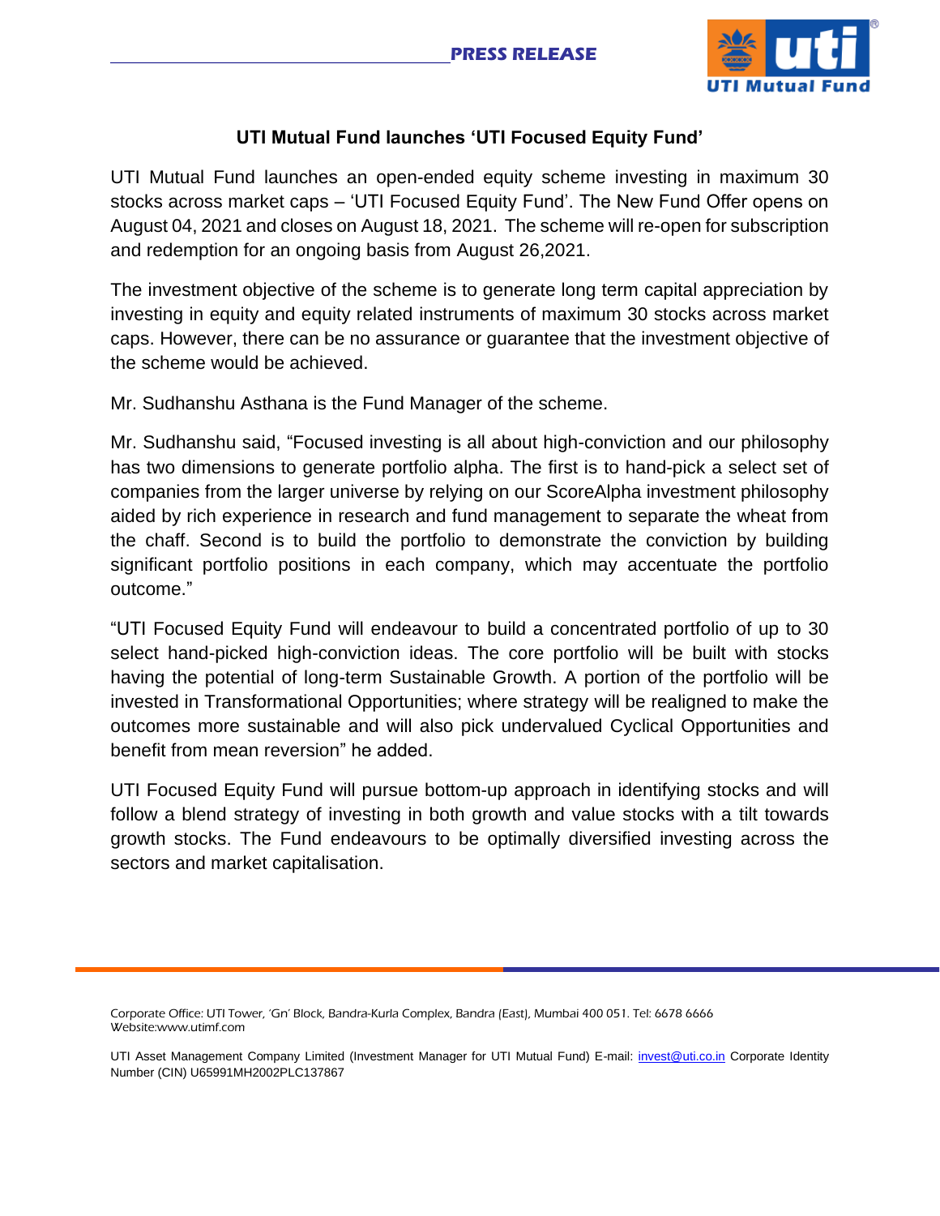**PRESS RELEASE**

## UTI Mutual Fund launches 'UTI Focused Equity Fund'

UTI Mutual Fund launches an open-ended equity scheme investing in maximum 30 stocks across market caps – 'UTI Focused Equity Fund'. The New Fund Offer opens on August 04, 2021 and closes on August 18, 2021. The scheme will re-open for subscription and redemption for an ongoing basis from August 26,2021.

The investment objective of the scheme is to generate long term capital appreciation by investing in equity and equity related instruments of maximum 30 stocks across market caps. However, there can be no assurance or guarantee that the investment objective of the scheme would be achieved.

Mr. Sudhanshu Asthana is the Fund Manager of the scheme.

Mr. Sudhanshu said, "Focused investing is all about high-conviction and our philosophy has two dimensions to generate portfolio alpha. The first is to hand-pick a select set of companies from the larger universe by relying on our ScoreAlpha investment philosophy aided by rich experience in research and fund management to separate the wheat from the chaff. Second is to build the portfolio to demonstrate the conviction by building significant portfolio positions in each company, which may accentuate the portfolio outcome."

"UTI Focused Equity Fund will endeavour to build a concentrated portfolio of up to 30 select hand-picked high-conviction ideas. The core portfolio will be built with stocks having the potential of long-term Sustainable Growth. A portion of the portfolio will be invested in Transformational Opportunities; where strategy will be realigned to make the outcomes more sustainable and will also pick undervalued Cyclical Opportunities and benefit from mean reversion" he added.

UTI Focused Equity Fund will pursue bottom-up approach in identifying stocks and will follow a blend strategy of investing in both growth and value stocks with a tilt towards growth stocks. The Fund endeavours to be optimally diversified investing across the sectors and market capitalisation.

Corporate Office: UTI Tower, 'Gn' Block, Bandra-Kurla Complex, Bandra (East), Mumbai 400 051. Tel: 6678 6666
Website:www.utimf.com

UTI Asset Management Company Limited (Investment Manager for UTI Mutual Fund) E-mail: invest@uti.co.in Corporate Identity Number (CIN) U65991MH2002PLC137867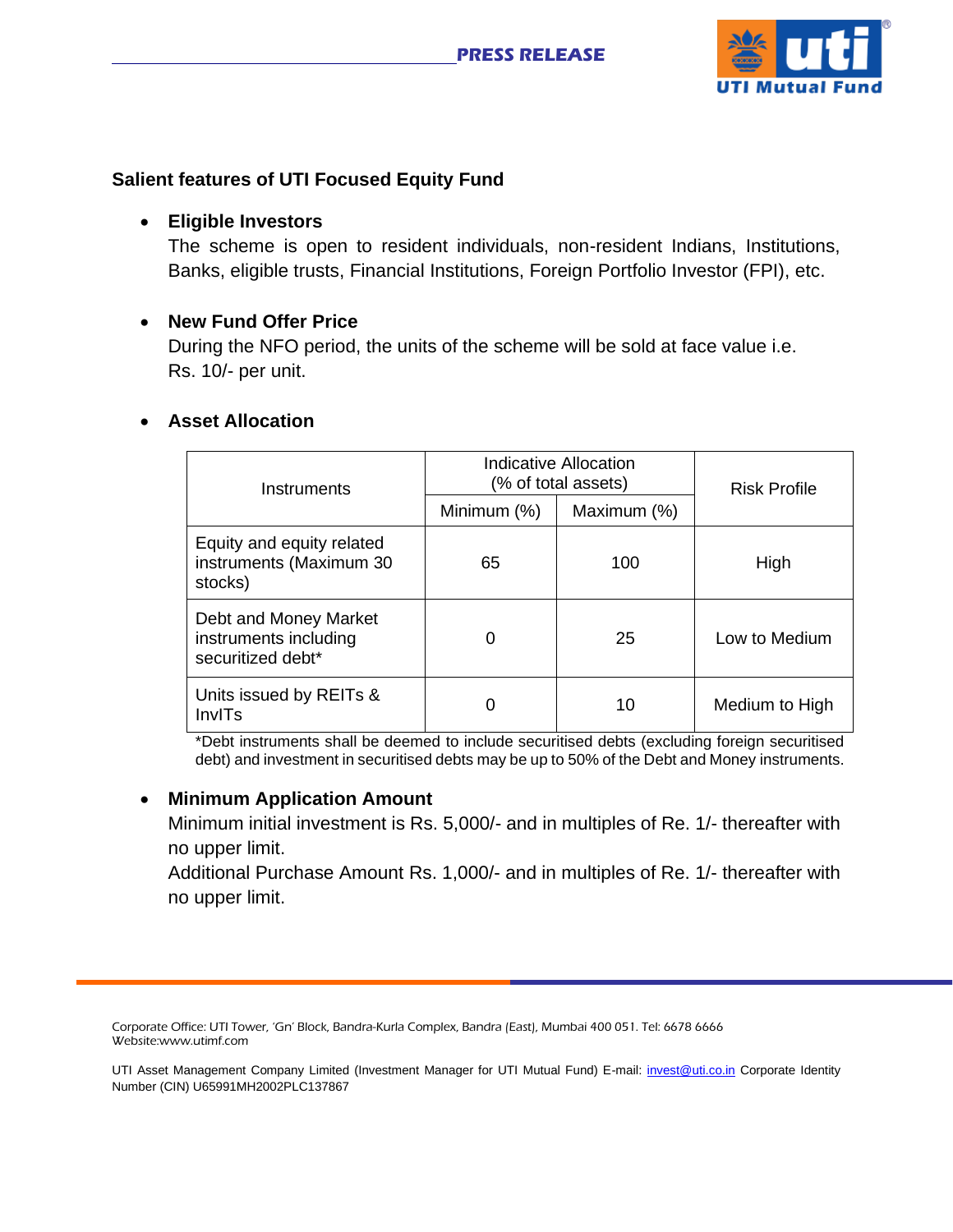## Salient features of UTI Focused Equity Fund

- **Eligible Investors**
  The scheme is open to resident individuals, non-resident Indians, Institutions, Banks, eligible trusts, Financial Institutions, Foreign Portfolio Investor (FPI), etc.

- **New Fund Offer Price**
  During the NFO period, the units of the scheme will be sold at face value i.e. Rs. 10/- per unit.

- **Asset Allocation**

| Instruments | Indicative Allocation (% of total assets) | | Risk Profile |
|---|---|---|---|
| | Minimum (%) | Maximum (%) | |
| Equity and equity related instruments (Maximum 30 stocks) | 65 | 100 | High |
| Debt and Money Market instruments including securitized debt* | 0 | 25 | Low to Medium |
| Units issued by REITs & InvITs | 0 | 10 | Medium to High |

*Debt instruments shall be deemed to include securitised debts (excluding foreign securitised debt) and investment in securitised debts may be up to 50% of the Debt and Money instruments.

- **Minimum Application Amount**
  Minimum initial investment is Rs. 5,000/- and in multiples of Re. 1/- thereafter with no upper limit.
  Additional Purchase Amount Rs. 1,000/- and in multiples of Re. 1/- thereafter with no upper limit.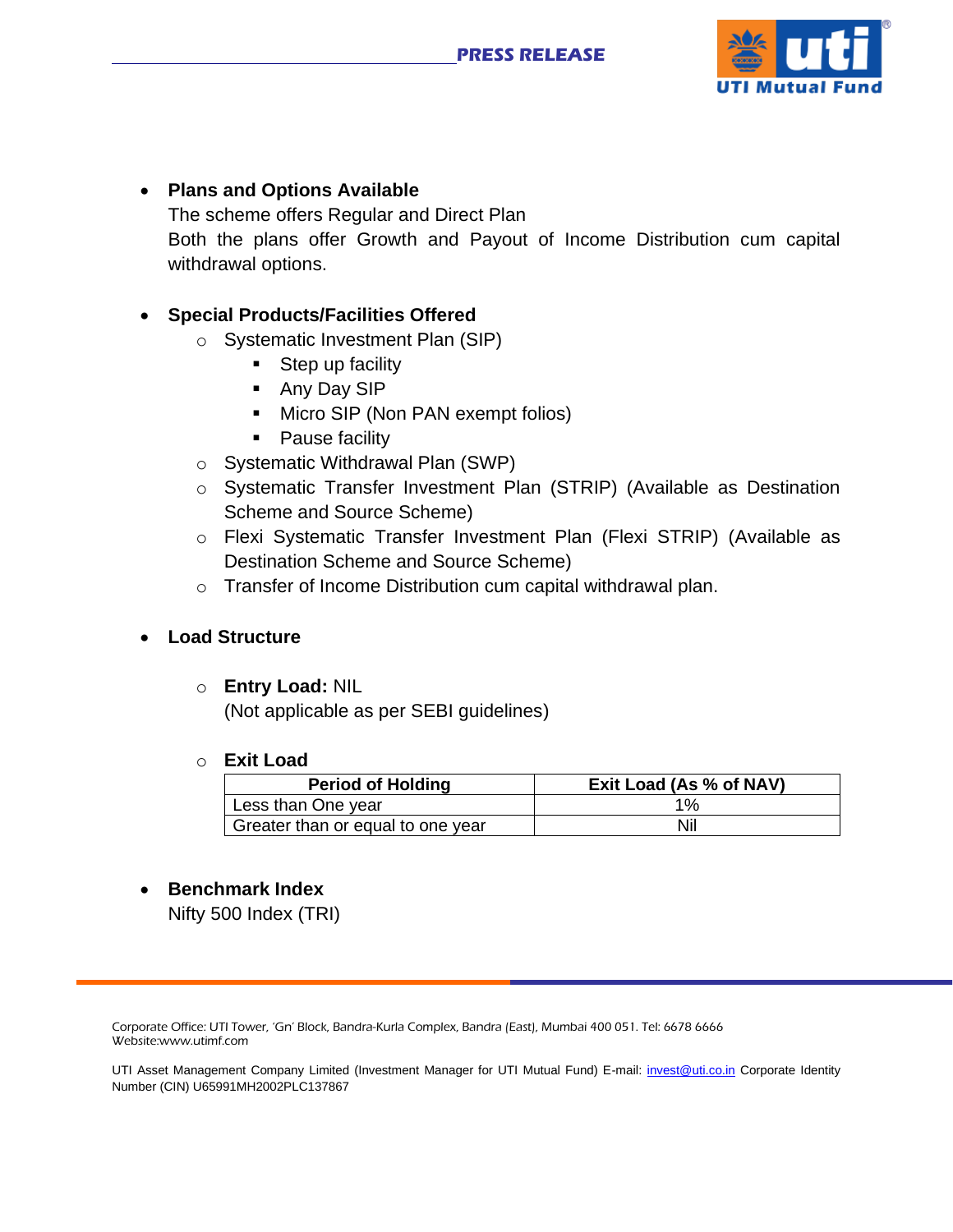- **Plans and Options Available**
  The scheme offers Regular and Direct Plan
  Both the plans offer Growth and Payout of Income Distribution cum capital withdrawal options.

- **Special Products/Facilities Offered**
  - Systematic Investment Plan (SIP)
    - Step up facility
    - Any Day SIP
    - Micro SIP (Non PAN exempt folios)
    - Pause facility
  - Systematic Withdrawal Plan (SWP)
  - Systematic Transfer Investment Plan (STRIP) (Available as Destination Scheme and Source Scheme)
  - Flexi Systematic Transfer Investment Plan (Flexi STRIP) (Available as Destination Scheme and Source Scheme)
  - Transfer of Income Distribution cum capital withdrawal plan.

- **Load Structure**

  - **Entry Load:** NIL
    (Not applicable as per SEBI guidelines)

  - **Exit Load**

| Period of Holding | Exit Load (As % of NAV) |
|---|---|
| Less than One year | 1% |
| Greater than or equal to one year | Nil |

- **Benchmark Index**
  Nifty 500 Index (TRI)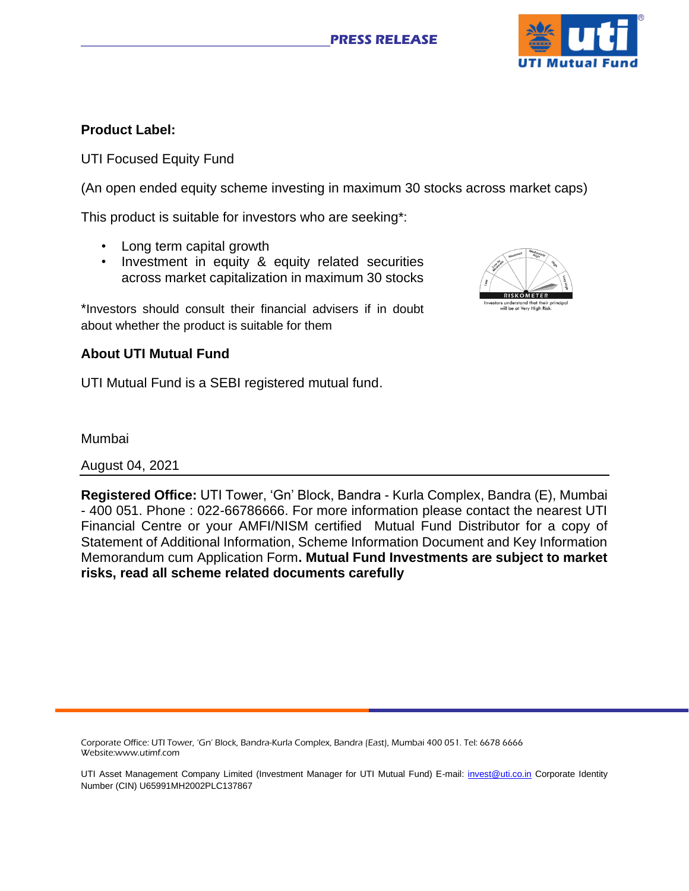**Product Label:**

UTI Focused Equity Fund

(An open ended equity scheme investing in maximum 30 stocks across market caps)

This product is suitable for investors who are seeking*:

- Long term capital growth
- Investment in equity & equity related securities across market capitalization in maximum 30 stocks

*Investors should consult their financial advisers if in doubt about whether the product is suitable for them

RISKOMETER
Investors understand that their principal will be at Very High Risk.

**About UTI Mutual Fund**

UTI Mutual Fund is a SEBI registered mutual fund.

Mumbai

August 04, 2021

**Registered Office:** UTI Tower, 'Gn' Block, Bandra - Kurla Complex, Bandra (E), Mumbai - 400 051. Phone : 022-66786666. For more information please contact the nearest UTI Financial Centre or your AMFI/NISM certified Mutual Fund Distributor for a copy of Statement of Additional Information, Scheme Information Document and Key Information Memorandum cum Application Form**. Mutual Fund Investments are subject to market risks, read all scheme related documents carefully**

Corporate Office: UTI Tower, 'Gn' Block, Bandra-Kurla Complex, Bandra (East), Mumbai 400 051. Tel: 6678 6666
Website:www.utimf.com

UTI Asset Management Company Limited (Investment Manager for UTI Mutual Fund) E-mail: invest@uti.co.in Corporate Identity Number (CIN) U65991MH2002PLC137867